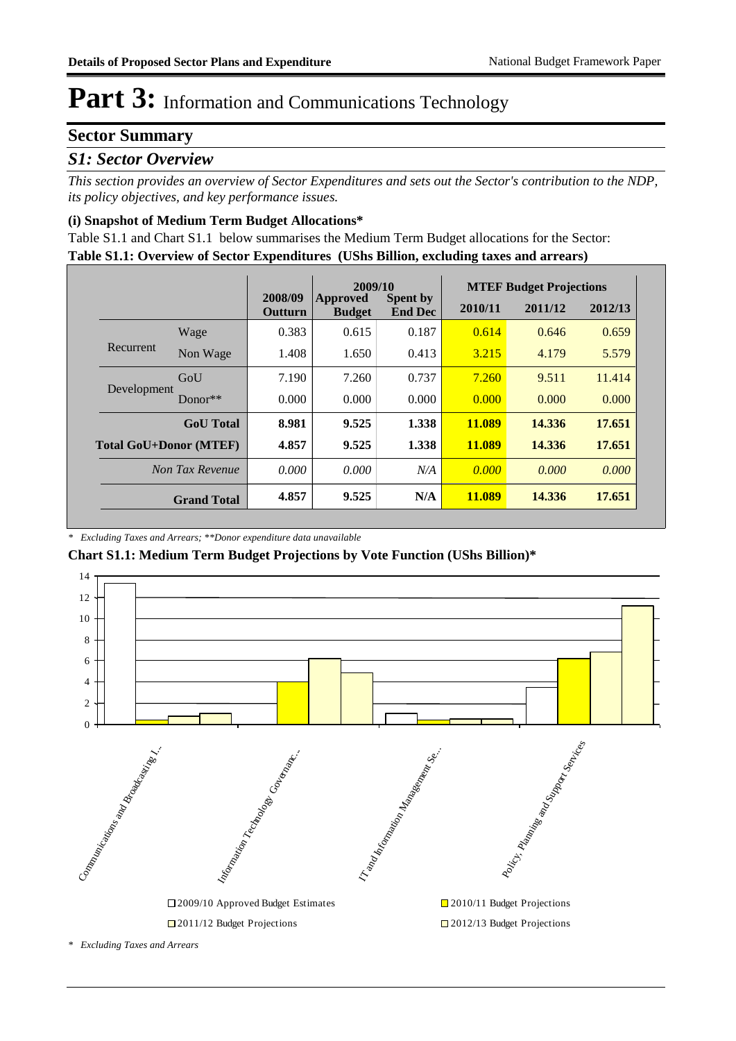# Part 3: Information and Communications Technology

## Sector Summary

### *S1: Sector Overview*

*This section provides an overview of Sector Expenditures and sets out the Sector's contribution to the NDP, its policy objectives, and key performance issues.*

**(i) Snapshot of Medium Term Budget Allocations\***

Table S1.1 and Chart S1.1 below summarises the Medium Term Budget allocations for the Sector:

**Table S1.1: Overview of Sector Expenditures (UShs Billion, excluding taxes and arrears)**

| | | 2008/09 Outturn | 2009/10 Approved Budget | 2009/10 Spent by End Dec | MTEF Budget Projections 2010/11 | 2011/12 | 2012/13 |
|---|---|---|---|---|---|---|---|
| Recurrent | Wage | 0.383 | 0.615 | 0.187 | 0.614 | 0.646 | 0.659 |
| | Non Wage | 1.408 | 1.650 | 0.413 | 3.215 | 4.179 | 5.579 |
| Development | GoU | 7.190 | 7.260 | 0.737 | 7.260 | 9.511 | 11.414 |
| | Donor** | 0.000 | 0.000 | 0.000 | 0.000 | 0.000 | 0.000 |
| | **GoU Total** | **8.981** | **9.525** | **1.338** | **11.089** | **14.336** | **17.651** |
| **Total GoU+Donor (MTEF)** | | **4.857** | **9.525** | **1.338** | **11.089** | **14.336** | **17.651** |
| | *Non Tax Revenue* | *0.000* | *0.000* | *N/A* | *0.000* | *0.000* | *0.000* |
| | **Grand Total** | **4.857** | **9.525** | **N/A** | **11.089** | **14.336** | **17.651** |

*\* Excluding Taxes and Arrears; \*\*Donor expenditure data unavailable*

**Chart S1.1: Medium Term Budget Projections by Vote Function (UShs Billion)\***

*\* Excluding Taxes and Arrears*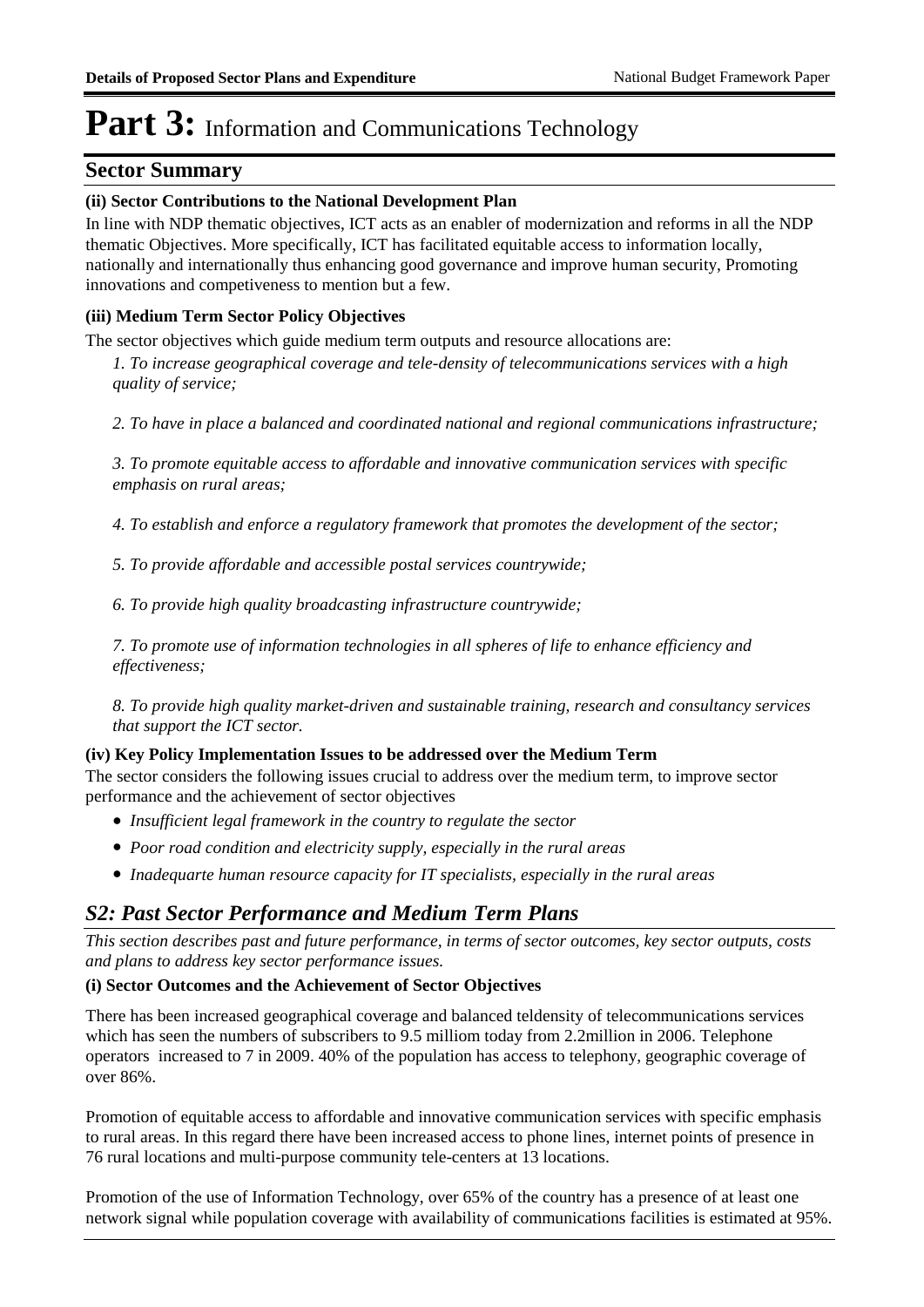# Part 3: Information and Communications Technology

## Sector Summary

**(ii) Sector Contributions to the National Development Plan**

In line with NDP thematic objectives, ICT acts as an enabler of modernization and reforms in all the NDP thematic Objectives. More specifically, ICT has facilitated equitable access to information locally, nationally and internationally thus enhancing good governance and improve human security, Promoting innovations and competiveness to mention but a few.

**(iii) Medium Term Sector Policy Objectives**

The sector objectives which guide medium term outputs and resource allocations are:

*1. To increase geographical coverage and tele-density of telecommunications services with a high quality of service;*

*2. To have in place a balanced and coordinated national and regional communications infrastructure;*

*3. To promote equitable access to affordable and innovative communication services with specific emphasis on rural areas;*

*4. To establish and enforce a regulatory framework that promotes the development of the sector;*

*5. To provide affordable and accessible postal services countrywide;*

*6. To provide high quality broadcasting infrastructure countrywide;*

*7. To promote use of information technologies in all spheres of life to enhance efficiency and effectiveness;*

*8. To provide high quality market-driven and sustainable training, research and consultancy services that support the ICT sector.*

**(iv) Key Policy Implementation Issues to be addressed over the Medium Term**

The sector considers the following issues crucial to address over the medium term, to improve sector performance and the achievement of sector objectives

- *Insufficient legal framework in the country to regulate the sector*
- *Poor road condition and electricity supply, especially in the rural areas*
- *Inadequarte human resource capacity for IT specialists, especially in the rural areas*

## *S2: Past Sector Performance and Medium Term Plans*

*This section describes past and future performance, in terms of sector outcomes, key sector outputs, costs and plans to address key sector performance issues.*

**(i) Sector Outcomes and the Achievement of Sector Objectives**

There has been increased geographical coverage and balanced teldensity of telecommunications services which has seen the numbers of subscribers to 9.5 milliom today from 2.2million in 2006. Telephone operators increased to 7 in 2009. 40% of the population has access to telephony, geographic coverage of over 86%.

Promotion of equitable access to affordable and innovative communication services with specific emphasis to rural areas. In this regard there have been increased access to phone lines, internet points of presence in 76 rural locations and multi-purpose community tele-centers at 13 locations.

Promotion of the use of Information Technology, over 65% of the country has a presence of at least one network signal while population coverage with availability of communications facilities is estimated at 95%.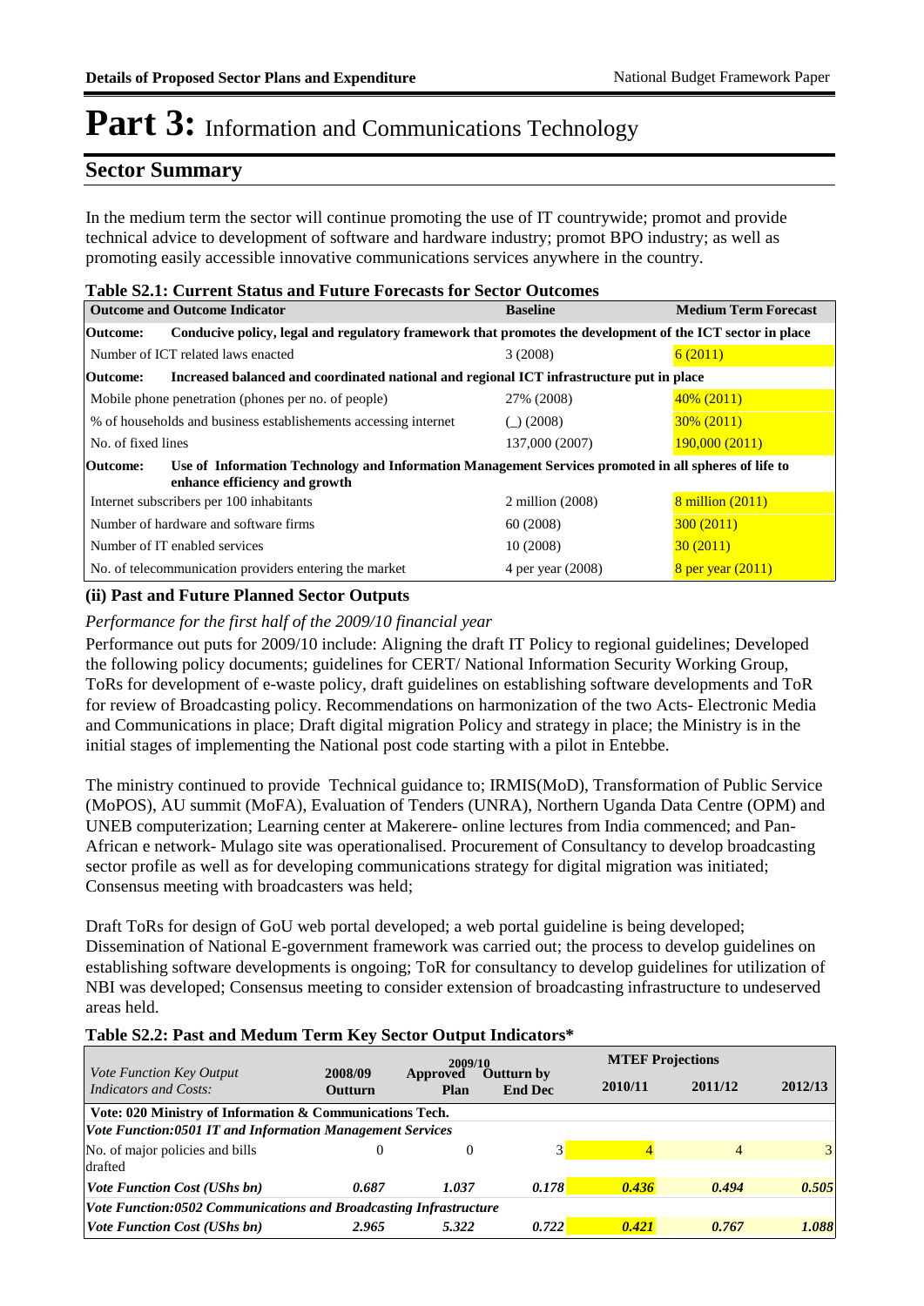# Part 3: Information and Communications Technology

## Sector Summary

In the medium term the sector will continue promoting the use of IT countrywide; promot and provide technical advice to development of software and hardware industry; promot BPO industry; as well as promoting easily accessible innovative communications services anywhere in the country.

**Table S2.1: Current Status and Future Forecasts for Sector Outcomes**

| Outcome and Outcome Indicator | Baseline | Medium Term Forecast |
|---|---|---|
| **Outcome:** Conducive policy, legal and regulatory framework that promotes the development of the ICT sector in place | | |
| Number of ICT related laws enacted | 3 (2008) | 6 (2011) |
| **Outcome:** Increased balanced and coordinated national and regional ICT infrastructure put in place | | |
| Mobile phone penetration (phones per no. of people) | 27% (2008) | 40% (2011) |
| % of households and business establishements accessing internet | (_) (2008) | 30% (2011) |
| No. of fixed lines | 137,000 (2007) | 190,000 (2011) |
| **Outcome:** Use of Information Technology and Information Management Services promoted in all spheres of life to enhance efficiency and growth | | |
| Internet subscribers per 100 inhabitants | 2 million (2008) | 8 million (2011) |
| Number of hardware and software firms | 60 (2008) | 300 (2011) |
| Number of IT enabled services | 10 (2008) | 30 (2011) |
| No. of telecommunication providers entering the market | 4 per year (2008) | 8 per year (2011) |

### (ii) Past and Future Planned Sector Outputs

*Performance for the first half of the 2009/10 financial year*

Performance out puts for 2009/10 include: Aligning the draft IT Policy to regional guidelines; Developed the following policy documents; guidelines for CERT/ National Information Security Working Group, ToRs for development of e-waste policy, draft guidelines on establishing software developments and ToR for review of Broadcasting policy. Recommendations on harmonization of the two Acts- Electronic Media and Communications in place; Draft digital migration Policy and strategy in place; the Ministry is in the initial stages of implementing the National post code starting with a pilot in Entebbe.

The ministry continued to provide Technical guidance to; IRMIS(MoD), Transformation of Public Service (MoPOS), AU summit (MoFA), Evaluation of Tenders (UNRA), Northern Uganda Data Centre (OPM) and UNEB computerization; Learning center at Makerere- online lectures from India commenced; and Pan-African e network- Mulago site was operationalised. Procurement of Consultancy to develop broadcasting sector profile as well as for developing communications strategy for digital migration was initiated; Consensus meeting with broadcasters was held;

Draft ToRs for design of GoU web portal developed; a web portal guideline is being developed; Dissemination of National E-government framework was carried out; the process to develop guidelines on establishing software developments is ongoing; ToR for consultancy to develop guidelines for utilization of NBI was developed; Consensus meeting to consider extension of broadcasting infrastructure to undeserved areas held.

**Table S2.2: Past and Medum Term Key Sector Output Indicators***

| *Vote Function Key Output Indicators and Costs:* | 2008/09 Outturn | 2009/10 Approved Plan | 2009/10 Outturn by End Dec | MTEF Projections 2010/11 | 2011/12 | 2012/13 |
|---|---|---|---|---|---|---|
| **Vote: 020 Ministry of Information & Communications Tech.** | | | | | | |
| ***Vote Function:0501 IT and Information Management Services*** | | | | | | |
| No. of major policies and bills drafted | 0 | 0 | 3 | 4 | 4 | 3 |
| ***Vote Function Cost (UShs bn)*** | ***0.687*** | ***1.037*** | ***0.178*** | ***0.436*** | ***0.494*** | ***0.505*** |
| ***Vote Function:0502 Communications and Broadcasting Infrastructure*** | | | | | | |
| ***Vote Function Cost (UShs bn)*** | ***2.965*** | ***5.322*** | ***0.722*** | ***0.421*** | ***0.767*** | ***1.088*** |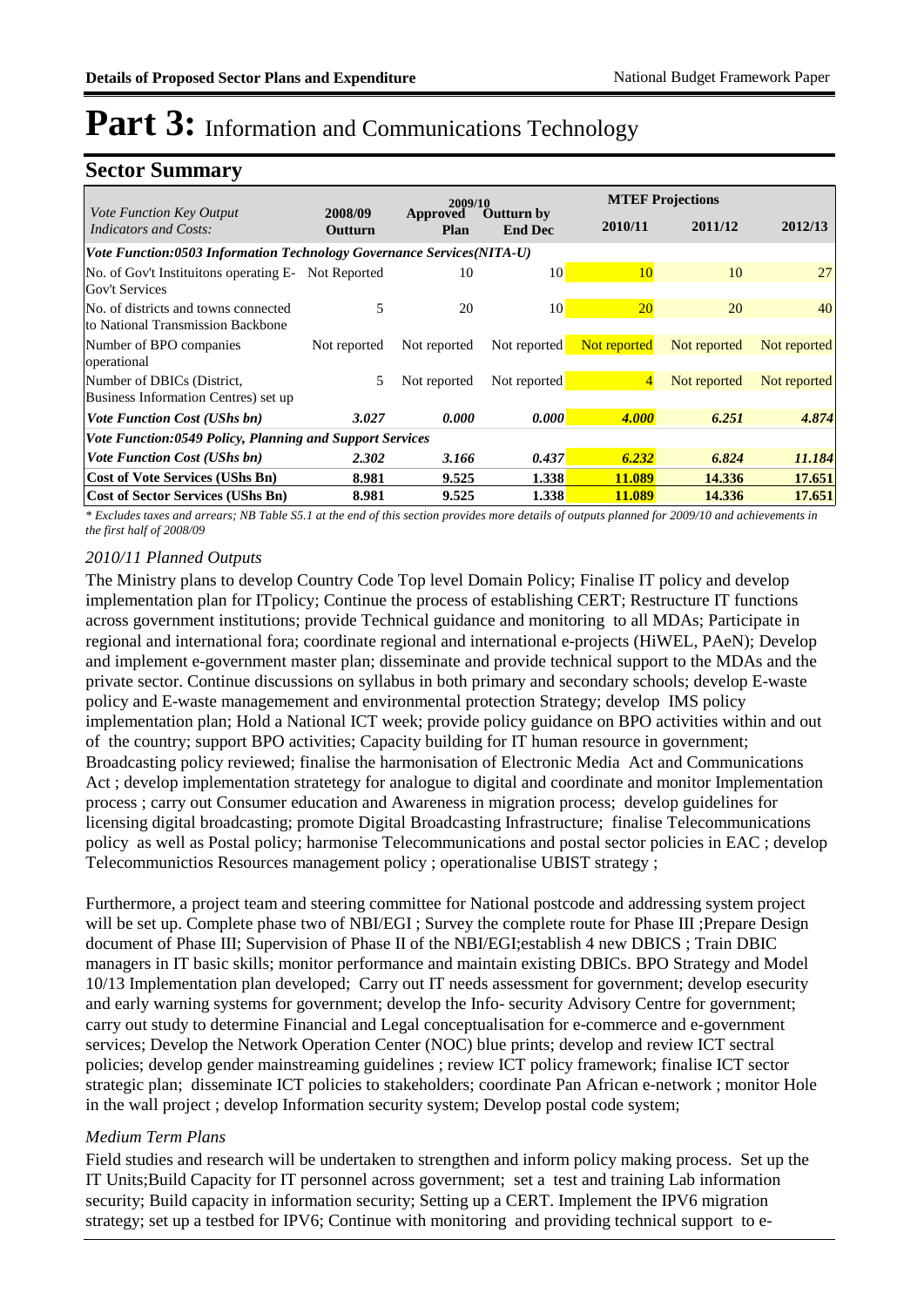# Part 3: Information and Communications Technology

## Sector Summary

| *Vote Function Key Output Indicators and Costs:* | 2008/09 Outturn | 2009/10 Approved Plan | 2009/10 Outturn by End Dec | MTEF Projections 2010/11 | 2011/12 | 2012/13 |
|---|---|---|---|---|---|---|
| ***Vote Function:0503 Information Technology Governance Services(NITA-U)*** | | | | | | |
| No. of Gov't Instituitons operating E-Gov't Services | Not Reported | 10 | 10 | 10 | 10 | 27 |
| No. of districts and towns connected to National Transmission Backbone | 5 | 20 | 10 | 20 | 20 | 40 |
| Number of BPO companies operational | Not reported | Not reported | Not reported | Not reported | Not reported | Not reported |
| Number of DBICs (District, Business Information Centres) set up | 5 | Not reported | Not reported | 4 | Not reported | Not reported |
| ***Vote Function Cost (UShs bn)*** | ***3.027*** | ***0.000*** | ***0.000*** | ***4.000*** | ***6.251*** | ***4.874*** |
| ***Vote Function:0549 Policy, Planning and Support Services*** | | | | | | |
| ***Vote Function Cost (UShs bn)*** | ***2.302*** | ***3.166*** | ***0.437*** | ***6.232*** | ***6.824*** | ***11.184*** |
| **Cost of Vote Services (UShs Bn)** | **8.981** | **9.525** | **1.338** | **11.089** | **14.336** | **17.651** |
| **Cost of Sector Services (UShs Bn)** | **8.981** | **9.525** | **1.338** | **11.089** | **14.336** | **17.651** |

*\* Excludes taxes and arrears; NB Table S5.1 at the end of this section provides more details of outputs planned for 2009/10 and achievements in the first half of 2008/09*

### *2010/11 Planned Outputs*

The Ministry plans to develop Country Code Top level Domain Policy; Finalise IT policy and develop implementation plan for ITpolicy; Continue the process of establishing CERT; Restructure IT functions across government institutions; provide Technical guidance and monitoring to all MDAs; Participate in regional and international fora; coordinate regional and international e-projects (HiWEL, PAeN); Develop and implement e-government master plan; disseminate and provide technical support to the MDAs and the private sector. Continue discussions on syllabus in both primary and secondary schools; develop E-waste policy and E-waste managemement and environmental protection Strategy; develop IMS policy implementation plan; Hold a National ICT week; provide policy guidance on BPO activities within and out of the country; support BPO activities; Capacity building for IT human resource in government; Broadcasting policy reviewed; finalise the harmonisation of Electronic Media Act and Communications Act ; develop implementation stratetegy for analogue to digital and coordinate and monitor Implementation process ; carry out Consumer education and Awareness in migration process; develop guidelines for licensing digital broadcasting; promote Digital Broadcasting Infrastructure; finalise Telecommunications policy as well as Postal policy; harmonise Telecommunications and postal sector policies in EAC ; develop Telecommunictios Resources management policy ; operationalise UBIST strategy ;

Furthermore, a project team and steering committee for National postcode and addressing system project will be set up. Complete phase two of NBI/EGI ; Survey the complete route for Phase III ;Prepare Design document of Phase III; Supervision of Phase II of the NBI/EGI;establish 4 new DBICS ; Train DBIC managers in IT basic skills; monitor performance and maintain existing DBICs. BPO Strategy and Model 10/13 Implementation plan developed; Carry out IT needs assessment for government; develop esecurity and early warning systems for government; develop the Info- security Advisory Centre for government; carry out study to determine Financial and Legal conceptualisation for e-commerce and e-government services; Develop the Network Operation Center (NOC) blue prints; develop and review ICT sectral policies; develop gender mainstreaming guidelines ; review ICT policy framework; finalise ICT sector strategic plan; disseminate ICT policies to stakeholders; coordinate Pan African e-network ; monitor Hole in the wall project ; develop Information security system; Develop postal code system;

### *Medium Term Plans*

Field studies and research will be undertaken to strengthen and inform policy making process. Set up the IT Units;Build Capacity for IT personnel across government; set a test and training Lab information security; Build capacity in information security; Setting up a CERT. Implement the IPV6 migration strategy; set up a testbed for IPV6; Continue with monitoring and providing technical support to e-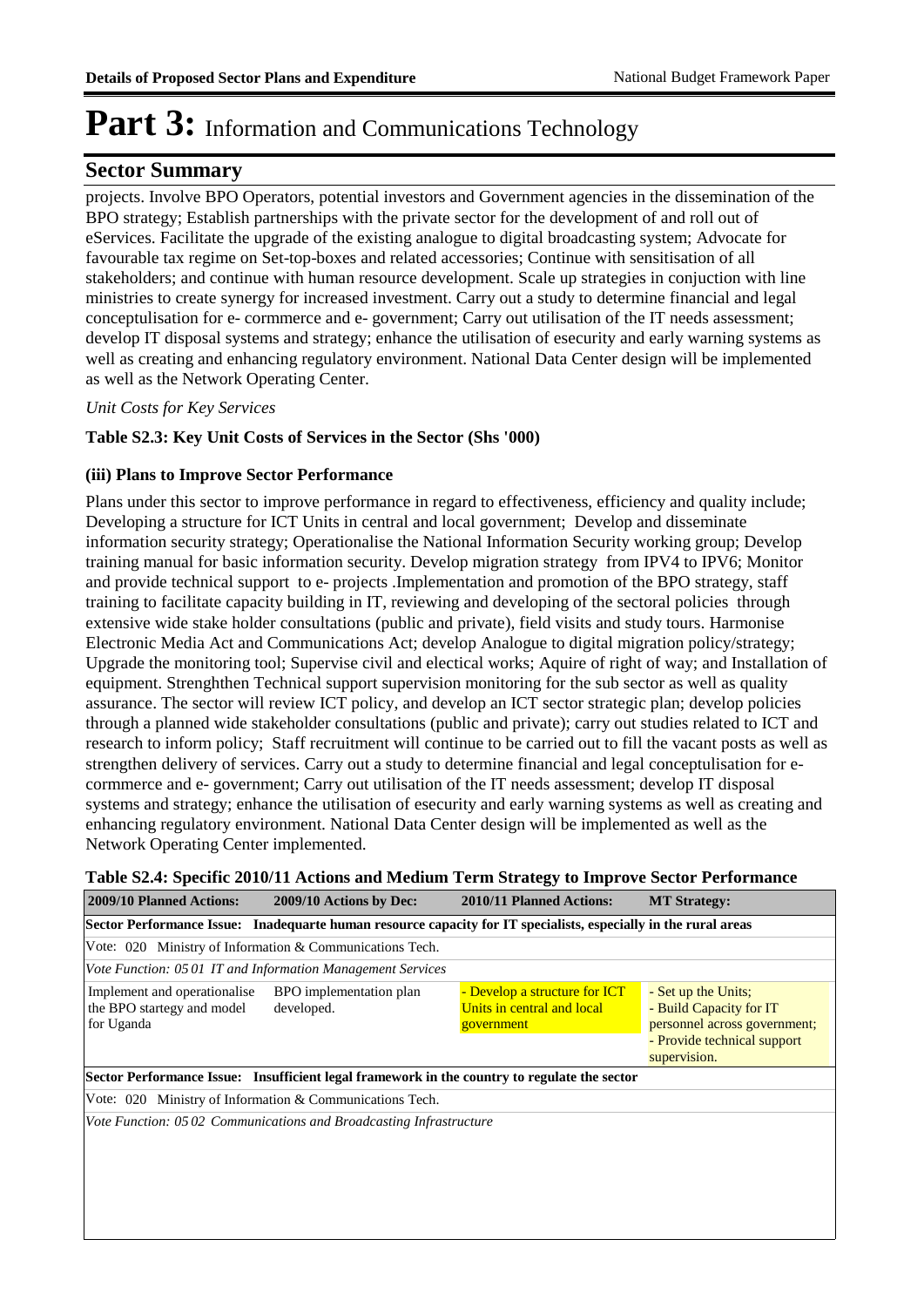# Part 3: Information and Communications Technology

## Sector Summary

projects. Involve BPO Operators, potential investors and Government agencies in the dissemination of the BPO strategy; Establish partnerships with the private sector for the development of and roll out of eServices. Facilitate the upgrade of the existing analogue to digital broadcasting system; Advocate for favourable tax regime on Set-top-boxes and related accessories; Continue with sensitisation of all stakeholders; and continue with human resource development. Scale up strategies in conjuction with line ministries to create synergy for increased investment. Carry out a study to determine financial and legal conceptulisation for e- cormmerce and e- government; Carry out utilisation of the IT needs assessment; develop IT disposal systems and strategy; enhance the utilisation of esecurity and early warning systems as well as creating and enhancing regulatory environment. National Data Center design will be implemented as well as the Network Operating Center.

*Unit Costs for Key Services*

**Table S2.3: Key Unit Costs of Services in the Sector (Shs '000)**

### (iii) Plans to Improve Sector Performance

Plans under this sector to improve performance in regard to effectiveness, efficiency and quality include; Developing a structure for ICT Units in central and local government; Develop and disseminate information security strategy; Operationalise the National Information Security working group; Develop training manual for basic information security. Develop migration strategy from IPV4 to IPV6; Monitor and provide technical support to e- projects .Implementation and promotion of the BPO strategy, staff training to facilitate capacity building in IT, reviewing and developing of the sectoral policies through extensive wide stake holder consultations (public and private), field visits and study tours. Harmonise Electronic Media Act and Communications Act; develop Analogue to digital migration policy/strategy; Upgrade the monitoring tool; Supervise civil and electrical works; Aquire of right of way; and Installation of equipment. Strenghthen Technical support supervision monitoring for the sub sector as well as quality assurance. The sector will review ICT policy, and develop an ICT sector strategic plan; develop policies through a planned wide stakeholder consultations (public and private); carry out studies related to ICT and research to inform policy; Staff recruitment will continue to be carried out to fill the vacant posts as well as strengthen delivery of services. Carry out a study to determine financial and legal conceptulisation for e- cormmerce and e- government; Carry out utilisation of the IT needs assessment; develop IT disposal systems and strategy; enhance the utilisation of esecurity and early warning systems as well as creating and enhancing regulatory environment. National Data Center design will be implemented as well as the Network Operating Center implemented.

**Table S2.4: Specific 2010/11 Actions and Medium Term Strategy to Improve Sector Performance**

| 2009/10 Planned Actions: | 2009/10 Actions by Dec: | 2010/11 Planned Actions: | MT Strategy: |
|---|---|---|---|
| **Sector Performance Issue: Inadequarte human resource capacity for IT specialists, especially in the rural areas** | | | |
| Vote: 020 Ministry of Information & Communications Tech. | | | |
| *Vote Function: 05 01 IT and Information Management Services* | | | |
| Implement and operationalise the BPO startegy and model for Uganda | BPO implementation plan developed. | - Develop a structure for ICT Units in central and local government | - Set up the Units;<br>- Build Capacity for IT personnel across government;<br>- Provide technical support supervision. |
| **Sector Performance Issue: Insufficient legal framework in the country to regulate the sector** | | | |
| Vote: 020 Ministry of Information & Communications Tech. | | | |
| *Vote Function: 05 02 Communications and Broadcasting Infrastructure* | | | |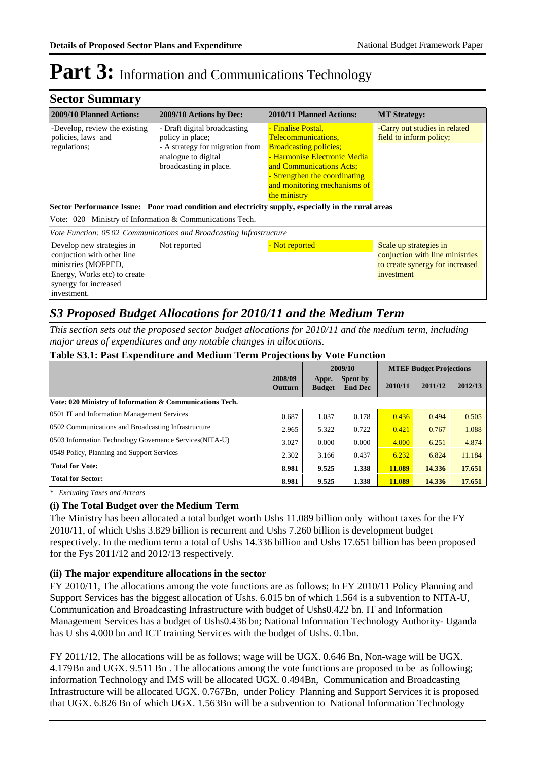# Part 3: Information and Communications Technology

## Sector Summary

| 2009/10 Planned Actions: | 2009/10 Actions by Dec: | 2010/11 Planned Actions: | MT Strategy: |
|---|---|---|---|
| -Develop, review the existing policies, laws and regulations; | - Draft digital broadcasting policy in place;<br>- A strategy for migration from analogue to digital broadcasting in place. | - Finalise Postal, Telecommunications, Broadcasting policies;<br>- Harmonise Electronic Media and Communications Acts;<br>- Strengthen the coordinating and monitoring mechanisms of the ministry | -Carry out studies in related field to inform policy; |
| **Sector Performance Issue: Poor road condition and electricity supply, especially in the rural areas** | | | |
| Vote: 020 Ministry of Information & Communications Tech. | | | |
| *Vote Function: 05 02 Communications and Broadcasting Infrastructure* | | | |
| Develop new strategies in conjuction with other line ministries (MOFPED, Energy, Works etc) to create synergy for increased investment. | Not reported | - Not reported | Scale up strategies in conjuction with line ministries to create synergy for increased investment |

## S3 Proposed Budget Allocations for 2010/11 and the Medium Term

*This section sets out the proposed sector budget allocations for 2010/11 and the medium term, including major areas of expenditures and any notable changes in allocations.*

**Table S3.1: Past Expenditure and Medium Term Projections by Vote Function**

| | 2008/09 Outturn | 2009/10 | | MTEF Budget Projections | | |
|---|---|---|---|---|---|---|
| | | Appr. Budget | Spent by End Dec | 2010/11 | 2011/12 | 2012/13 |
| **Vote: 020 Ministry of Information & Communications Tech.** | | | | | | |
| 0501 IT and Information Management Services | 0.687 | 1.037 | 0.178 | 0.436 | 0.494 | 0.505 |
| 0502 Communications and Broadcasting Infrastructure | 2.965 | 5.322 | 0.722 | 0.421 | 0.767 | 1.088 |
| 0503 Information Technology Governance Services(NITA-U) | 3.027 | 0.000 | 0.000 | 4.000 | 6.251 | 4.874 |
| 0549 Policy, Planning and Support Services | 2.302 | 3.166 | 0.437 | 6.232 | 6.824 | 11.184 |
| **Total for Vote:** | **8.981** | **9.525** | **1.338** | **11.089** | **14.336** | **17.651** |
| **Total for Sector:** | **8.981** | **9.525** | **1.338** | **11.089** | **14.336** | **17.651** |

\* *Excluding Taxes and Arrears*

### (i) The Total Budget over the Medium Term

The Ministry has been allocated a total budget worth Ushs 11.089 billion only without taxes for the FY 2010/11, of which Ushs 3.829 billion is recurrent and Ushs 7.260 billion is development budget respectively. In the medium term a total of Ushs 14.336 billion and Ushs 17.651 billion has been proposed for the Fys 2011/12 and 2012/13 respectively.

### (ii) The major expenditure allocations in the sector

FY 2010/11, The allocations among the vote functions are as follows; In FY 2010/11 Policy Planning and Support Services has the biggest allocation of Ushs. 6.015 bn of which 1.564 is a subvention to NITA-U, Communication and Broadcasting Infrastructure with budget of Ushs0.422 bn. IT and Information Management Services has a budget of Ushs0.436 bn; National Information Technology Authority- Uganda has U shs 4.000 bn and ICT training Services with the budget of Ushs. 0.1bn.

FY 2011/12, The allocations will be as follows; wage will be UGX. 0.646 Bn, Non-wage will be UGX. 4.179Bn and UGX. 9.511 Bn . The allocations among the vote functions are proposed to be as following; information Technology and IMS will be allocated UGX. 0.494Bn, Communication and Broadcasting Infrastructure will be allocated UGX. 0.767Bn, under Policy Planning and Support Services it is proposed that UGX. 6.826 Bn of which UGX. 1.563Bn will be a subvention to National Information Technology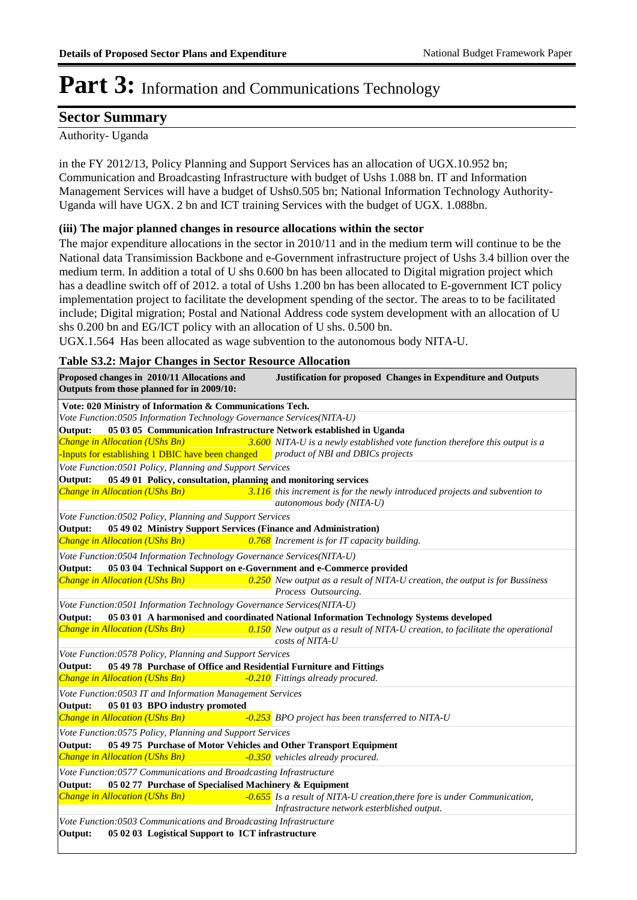# Part 3: Information and Communications Technology

## Sector Summary

Authority- Uganda

in the FY 2012/13, Policy Planning and Support Services has an allocation of UGX.10.952 bn; Communication and Broadcasting Infrastructure with budget of Ushs 1.088 bn. IT and Information Management Services will have a budget of Ushs0.505 bn; National Information Technology Authority-Uganda will have UGX. 2 bn and ICT training Services with the budget of UGX. 1.088bn.

### (iii) The major planned changes in resource allocations within the sector

The major expenditure allocations in the sector in 2010/11 and in the medium term will continue to be the National data Transimission Backbone and e-Government infrastructure project of Ushs 3.4 billion over the medium term. In addition a total of U shs 0.600 bn has been allocated to Digital migration project which has a deadline switch off of 2012. a total of Ushs 1.200 bn has been allocated to E-government ICT policy implementation project to facilitate the development spending of the sector. The areas to to be facilitated include; Digital migration; Postal and National Address code system development with an allocation of U shs 0.200 bn and EG/ICT policy with an allocation of U shs. 0.500 bn.

UGX.1.564 Has been allocated as wage subvention to the autonomous body NITA-U.

**Table S3.2: Major Changes in Sector Resource Allocation**

| Proposed changes in 2010/11 Allocations and Outputs from those planned for in 2009/10: | | Justification for proposed Changes in Expenditure and Outputs |
|---|---|---|
| **Vote: 020 Ministry of Information & Communications Tech.** | | |
| *Vote Function:0505 Information Technology Governance Services(NITA-U)* | | |
| **Output: 05 03 05 Communication Infrastructure Network established in Uganda** | | |
| *Change in Allocation (UShs Bn)* <br> -Inputs for establishing 1 DBIC have been changed | *3.600* | *NITA-U is a newly established vote function therefore this output is a product of NBI and DBICs projects* |
| *Vote Function:0501 Policy, Planning and Support Services* | | |
| **Output: 05 49 01 Policy, consultation, planning and monitoring services** | | |
| *Change in Allocation (UShs Bn)* | *3.116* | *this increment is for the newly introduced projects and subvention to autonomous body (NITA-U)* |
| *Vote Function:0502 Policy, Planning and Support Services* | | |
| **Output: 05 49 02 Ministry Support Services (Finance and Administration)** | | |
| *Change in Allocation (UShs Bn)* | *0.768* | *Increment is for IT capacity building.* |
| *Vote Function:0504 Information Technology Governance Services(NITA-U)* | | |
| **Output: 05 03 04 Technical Support on e-Government and e-Commerce provided** | | |
| *Change in Allocation (UShs Bn)* | *0.250* | *New output as a result of NITA-U creation, the output is for Bussiness Process Outsourcing.* |
| *Vote Function:0501 Information Technology Governance Services(NITA-U)* | | |
| **Output: 05 03 01 A harmonised and coordinated National Information Technology Systems developed** | | |
| *Change in Allocation (UShs Bn)* | *0.150* | *New output as a result of NITA-U creation, to facilitate the operational costs of NITA-U* |
| *Vote Function:0578 Policy, Planning and Support Services* | | |
| **Output: 05 49 78 Purchase of Office and Residential Furniture and Fittings** | | |
| *Change in Allocation (UShs Bn)* | *-0.210* | *Fittings already procured.* |
| *Vote Function:0503 IT and Information Management Services* | | |
| **Output: 05 01 03 BPO industry promoted** | | |
| *Change in Allocation (UShs Bn)* | *-0.253* | *BPO project has been transferred to NITA-U* |
| *Vote Function:0575 Policy, Planning and Support Services* | | |
| **Output: 05 49 75 Purchase of Motor Vehicles and Other Transport Equipment** | | |
| *Change in Allocation (UShs Bn)* | *-0.350* | *vehicles already procured.* |
| *Vote Function:0577 Communications and Broadcasting Infrastructure* | | |
| **Output: 05 02 77 Purchase of Specialised Machinery & Equipment** | | |
| *Change in Allocation (UShs Bn)* | *-0.655* | *Is a result of NITA-U creation,there fore is under Communication, Infrastructure network esterblished output.* |
| *Vote Function:0503 Communications and Broadcasting Infrastructure* | | |
| **Output: 05 02 03 Logistical Support to ICT infrastructure** | | |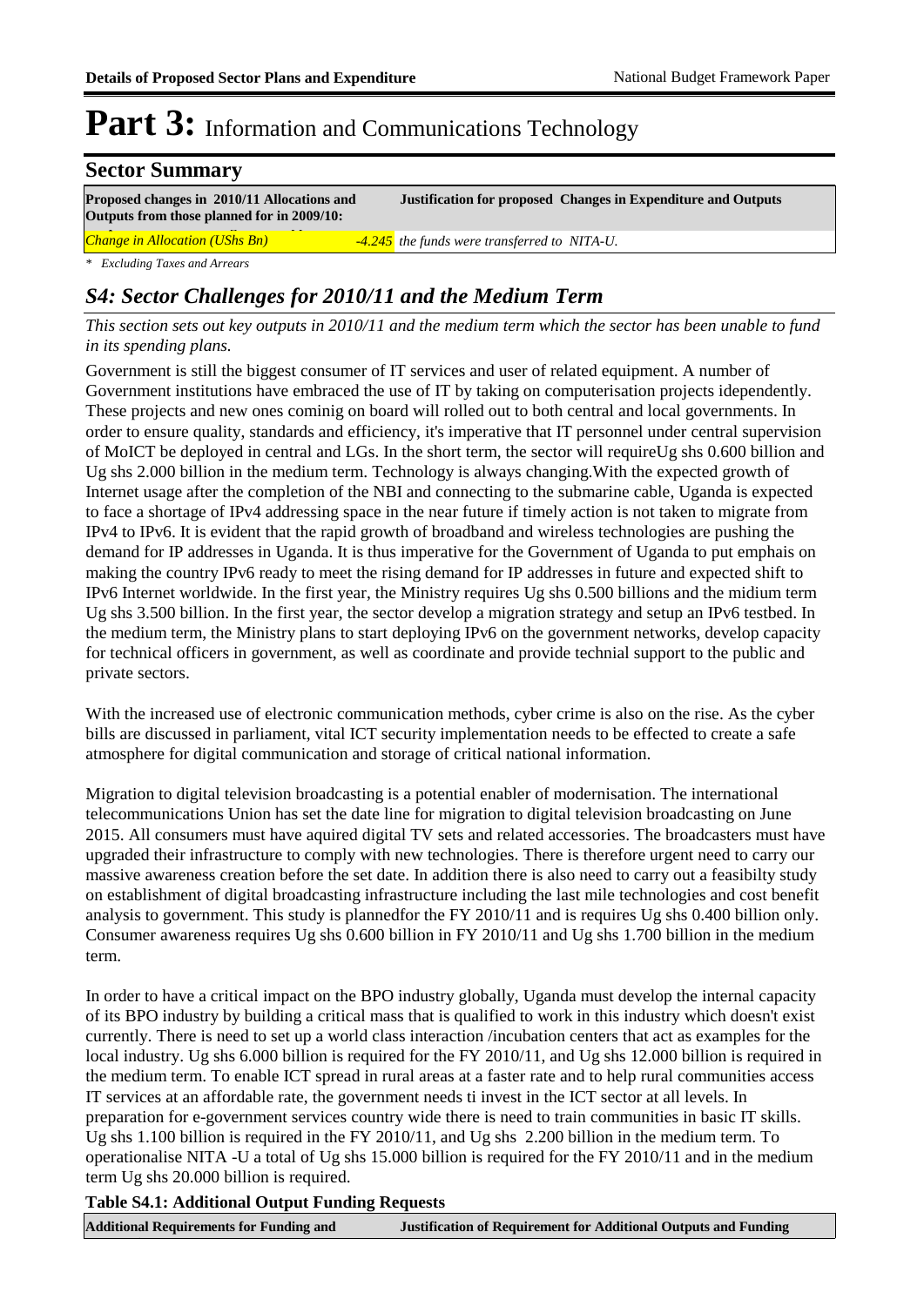# Part 3: Information and Communications Technology

## Sector Summary

| Proposed changes in 2010/11 Allocations and Outputs from those planned for in 2009/10: | | Justification for proposed Changes in Expenditure and Outputs |
|---|---|---|
| *Change in Allocation (UShs Bn)* | *-4.245* | *the funds were transferred to NITA-U.* |

*\* Excluding Taxes and Arrears*

## *S4: Sector Challenges for 2010/11 and the Medium Term*

*This section sets out key outputs in 2010/11 and the medium term which the sector has been unable to fund in its spending plans.*

Government is still the biggest consumer of IT services and user of related equipment. A number of Government institutions have embraced the use of IT by taking on computerisation projects idependently. These projects and new ones cominig on board will rolled out to both central and local governments. In order to ensure quality, standards and efficiency, it's imperative that IT personnel under central supervision of MoICT be deployed in central and LGs. In the short term, the sector will requireUg shs 0.600 billion and Ug shs 2.000 billion in the medium term. Technology is always changing.With the expected growth of Internet usage after the completion of the NBI and connecting to the submarine cable, Uganda is expected to face a shortage of IPv4 addressing space in the near future if timely action is not taken to migrate from IPv4 to IPv6. It is evident that the rapid growth of broadband and wireless technologies are pushing the demand for IP addresses in Uganda. It is thus imperative for the Government of Uganda to put emphais on making the country IPv6 ready to meet the rising demand for IP addresses in future and expected shift to IPv6 Internet worldwide. In the first year, the Ministry requires Ug shs 0.500 billions and the midium term Ug shs 3.500 billion. In the first year, the sector develop a migration strategy and setup an IPv6 testbed. In the medium term, the Ministry plans to start deploying IPv6 on the government networks, develop capacity for technical officers in government, as well as coordinate and provide technial support to the public and private sectors.

With the increased use of electronic communication methods, cyber crime is also on the rise. As the cyber bills are discussed in parliament, vital ICT security implementation needs to be effected to create a safe atmopshere for digital communication and storage of critical national information.

Migration to digital television broadcasting is a potential enabler of modernisation. The international telecommunications Union has set the date line for migration to digital television broadcasting on June 2015. All consumers must have aquired digital TV sets and related accessories. The broadcasters must have upgraded their infrastructure to comply with new technologies. There is therefore urgent need to carry our massive awareness creation before the set date. In addition there is also need to carry out a feasibilty study on establishment of digital broadcasting infrastructure including the last mile technologies and cost benefit analysis to government. This study is plannedfor the FY 2010/11 and is requires Ug shs 0.400 billion only. Consumer awareness requires Ug shs 0.600 billion in FY 2010/11 and Ug shs 1.700 billion in the medium term.

In order to have a critical impact on the BPO industry globally, Uganda must develop the internal capacity of its BPO industry by building a critical mass that is qualified to work in this industry which doesn't exist currently. There is need to set up a world class interaction /incubation centers that act as examples for the local industry. Ug shs 6.000 billion is required for the FY 2010/11, and Ug shs 12.000 billion is required in the medium term. To enable ICT spread in rural areas at a faster rate and to help rural communities access IT services at an affordable rate, the government needs ti invest in the ICT sector at all levels. In preparation for e-government services country wide there is need to train communities in basic IT skills. Ug shs 1.100 billion is required in the FY 2010/11, and Ug shs 2.200 billion in the medium term. To operationalise NITA -U a total of Ug shs 15.000 billion is required for the FY 2010/11 and in the medium term Ug shs 20.000 billion is required.

**Table S4.1: Additional Output Funding Requests**

| Additional Requirements for Funding and | Justification of Requirement for Additional Outputs and Funding |
|---|---|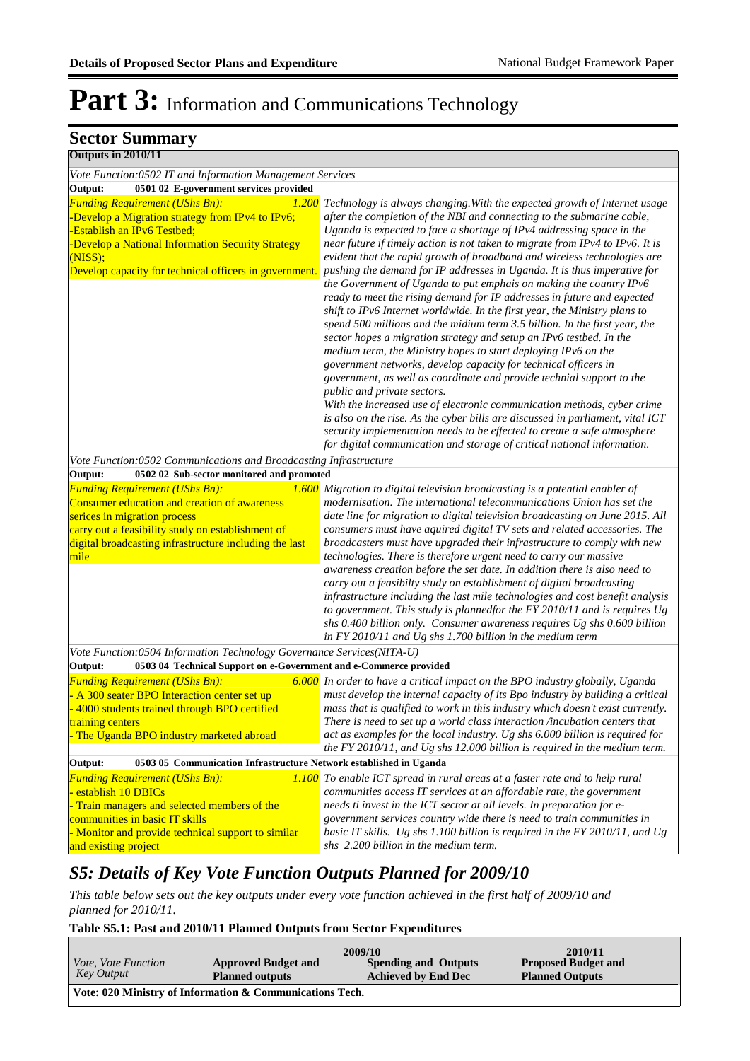# Part 3: Information and Communications Technology

## Sector Summary

**Outputs in 2010/11**

| | |
|---|---|
| *Vote Function:0502 IT and Information Management Services* | |
| **Output: 0501 02 E-government services provided** | |
| *Funding Requirement (UShs Bn):* *1.200*<br>-Develop a Migration strategy from IPv4 to IPv6;<br>-Establish an IPv6 Testbed;<br>-Develop a National Information Security Strategy (NISS);<br>Develop capacity for technical officers in government. | *Technology is always changing.With the expected growth of Internet usage after the completion of the NBI and connecting to the submarine cable, Uganda is expected to face a shortage of IPv4 addressing space in the near future if timely action is not taken to migrate from IPv4 to IPv6. It is evident that the rapid growth of broadband and wireless technologies are pushing the demand for IP addresses in Uganda. It is thus imperative for the Government of Uganda to put emphais on making the country IPv6 ready to meet the rising demand for IP addresses in future and expected shift to IPv6 Internet worldwide. In the first year, the Ministry plans to spend 500 millions and the midium term 3.5 billion. In the first year, the sector hopes a migration strategy and setup an IPv6 testbed. In the medium term, the Ministry hopes to start deploying IPv6 on the government networks, develop capacity for technical officers in government, as well as coordinate and provide technial support to the public and private sectors.*<br>*With the increased use of electronic communication methods, cyber crime is also on the rise. As the cyber bills are discussed in parliament, vital ICT security implementation needs to be effected to create a safe atmosphere for digital communication and storage of critical national information.* |
| *Vote Function:0502 Communications and Broadcasting Infrastructure* | |
| **Output: 0502 02 Sub-sector monitored and promoted** | |
| *Funding Requirement (UShs Bn):* *1.600*<br>Consumer education and creation of awareness serices in migration process<br>carry out a feasibility study on establishment of digital broadcasting infrastructure including the last mile | *Migration to digital television broadcasting is a potential enabler of modernisation. The international telecommunications Union has set the date line for migration to digital television broadcasting on June 2015. All consumers must have aquired digital TV sets and related accessories. The broadcasters must have upgraded their infrastructure to comply with new technologies. There is therefore urgent need to carry our massive awareness creation before the set date. In addition there is also need to carry out a feasibilty study on establishment of digital broadcasting infrastructure including the last mile technologies and cost benefit analysis to government. This study is plannedfor the FY 2010/11 and is requires Ug shs 0.400 billion only. Consumer awareness requires Ug shs 0.600 billion in FY 2010/11 and Ug shs 1.700 billion in the medium term* |
| *Vote Function:0504 Information Technology Governance Services(NITA-U)* | |
| **Output: 0503 04 Technical Support on e-Government and e-Commerce provided** | |
| *Funding Requirement (UShs Bn):* *6.000*<br>- A 300 seater BPO Interaction center set up<br>- 4000 students trained through BPO certified training centers<br>- The Uganda BPO industry marketed abroad | *In order to have a critical impact on the BPO industry globally, Uganda must develop the internal capacity of its Bpo industry by building a critical mass that is qualified to work in this industry which doesn't exist currently. There is need to set up a world class interaction /incubation centers that act as examples for the local industry. Ug shs 6.000 billion is required for the FY 2010/11, and Ug shs 12.000 billion is required in the medium term.* |
| **Output: 0503 05 Communication Infrastructure Network established in Uganda** | |
| *Funding Requirement (UShs Bn):* *1.100*<br>- establish 10 DBICs<br>- Train managers and selected members of the communities in basic IT skills<br>- Monitor and provide technical support to similar and existing project | *To enable ICT spread in rural areas at a faster rate and to help rural communities access IT services at an affordable rate, the government needs ti invest in the ICT sector at all levels. In preparation for e-government services country wide there is need to train communities in basic IT skills. Ug shs 1.100 billion is required in the FY 2010/11, and Ug shs 2.200 billion in the medium term.* |

## *S5: Details of Key Vote Function Outputs Planned for 2009/10*

*This table below sets out the key outputs under every vote function achieved in the first half of 2009/10 and planned for 2010/11.*

**Table S5.1: Past and 2010/11 Planned Outputs from Sector Expenditures**

| *Vote, Vote Function Key Output* | 2009/10 **Approved Budget and Planned outputs** | **Spending and Outputs Achieved by End Dec** | 2010/11 **Proposed Budget and Planned Outputs** |
|---|---|---|---|
| **Vote: 020 Ministry of Information & Communications Tech.** | | | |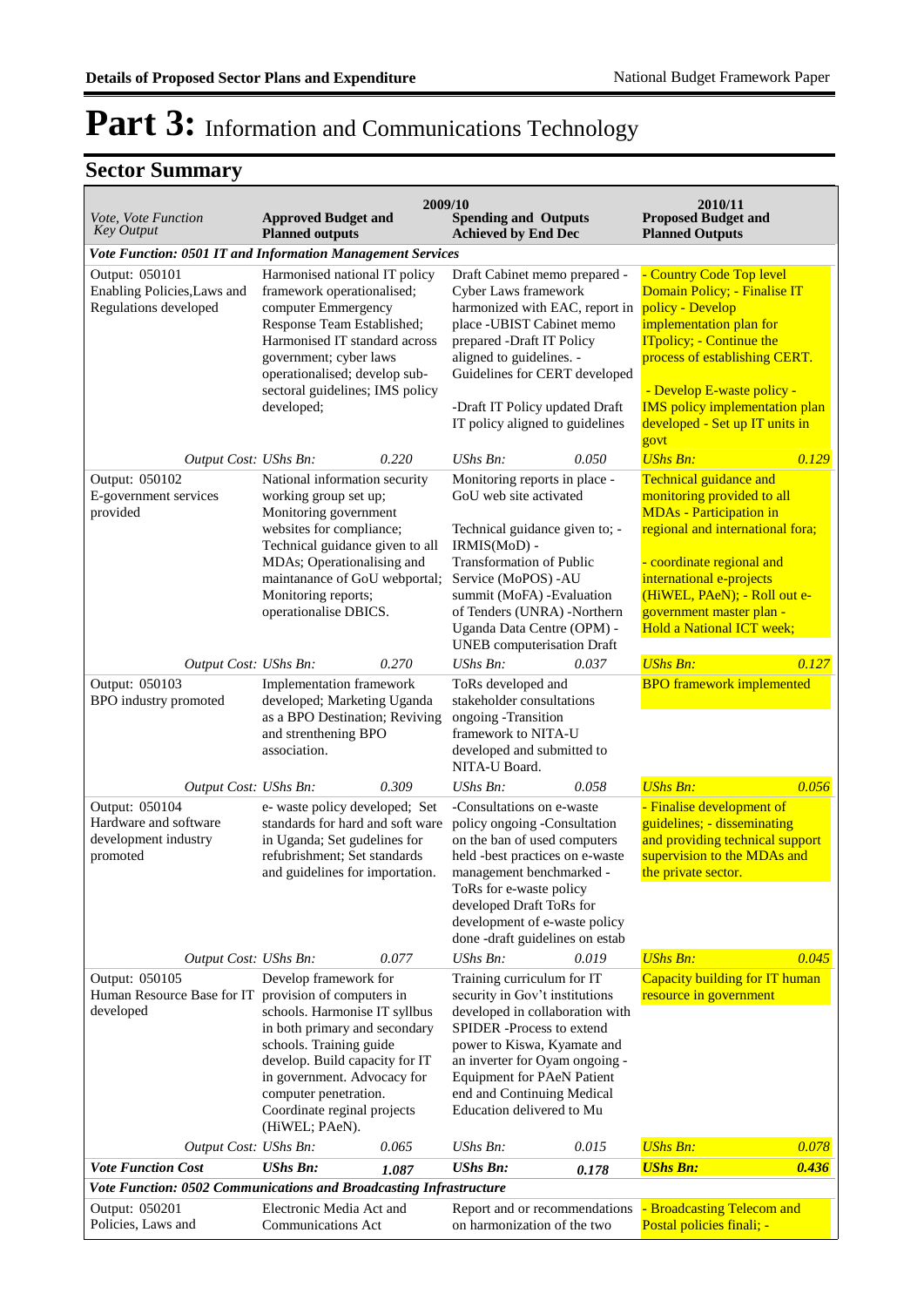# Part 3: Information and Communications Technology

## Sector Summary

| Vote, Vote Function Key Output | 2009/10 Approved Budget and Planned outputs | | 2009/10 Spending and Outputs Achieved by End Dec | | 2010/11 Proposed Budget and Planned Outputs | |
|---|---|---|---|---|---|---|
| ***Vote Function: 0501 IT and Information Management Services*** | | | | | | |
| Output: 050101 Enabling Policies,Laws and Regulations developed | Harmonised national IT policy framework operationalised; computer Emmergency Response Team Established; Harmonised IT standard across government; cyber laws operationalised; develop sub-sectoral guidelines; IMS policy developed; | | Draft Cabinet memo prepared - Cyber Laws framework harmonized with EAC, report in place -UBIST Cabinet memo prepared -Draft IT Policy aligned to guidelines. - Guidelines for CERT developed<br><br>-Draft IT Policy updated Draft IT policy aligned to guidelines | | - Country Code Top level Domain Policy; - Finalise IT policy - Develop implementation plan for ITpolicy; - Continue the process of establishing CERT.<br><br>- Develop E-waste policy - IMS policy implementation plan developed - Set up IT units in govt | |
| *Output Cost:* | *UShs Bn:* | *0.220* | *UShs Bn:* | *0.050* | *UShs Bn:* | *0.129* |
| Output: 050102 E-government services provided | National information security working group set up; Monitoring government websites for compliance; Technical guidance given to all MDAs; Operationalising and maintanance of GoU webportal; Monitoring reports; operationalise DBICS. | | Monitoring reports in place - GoU web site activated<br><br>Technical guidance given to; - IRMIS(MoD) - Transformation of Public Service (MoPOS) -AU summit (MoFA) -Evaluation of Tenders (UNRA) -Northern Uganda Data Centre (OPM) - UNEB computerisation Draft | | Technical guidance and monitoring provided to all MDAs - Participation in regional and international fora;<br><br>- coordinate regional and international e-projects (HiWEL, PAeN); - Roll out e-government master plan - Hold a National ICT week; | |
| *Output Cost:* | *UShs Bn:* | *0.270* | *UShs Bn:* | *0.037* | *UShs Bn:* | *0.127* |
| Output: 050103 BPO industry promoted | Implementation framework developed; Marketing Uganda as a BPO Destination; Reviving and strenthening BPO association. | | ToRs developed and stakeholder consultations ongoing -Transition framework to NITA-U developed and submitted to NITA-U Board. | | BPO framework implemented | |
| *Output Cost:* | *UShs Bn:* | *0.309* | *UShs Bn:* | *0.058* | *UShs Bn:* | *0.056* |
| Output: 050104 Hardware and software development industry promoted | e- waste policy developed; Set standards for hard and soft ware in Uganda; Set gudelines for refurbishment; Set standards and guidelines for importation. | | -Consultations on e-waste policy ongoing -Consultation on the ban of used computers held -best practices on e-waste management benchmarked - ToRs for e-waste policy developed Draft ToRs for development of e-waste policy done -draft guidelines on estab | | - Finalise development of guidelines; - disseminating and providing technical support supervision to the MDAs and the private sector. | |
| *Output Cost:* | *UShs Bn:* | *0.077* | *UShs Bn:* | *0.019* | *UShs Bn:* | *0.045* |
| Output: 050105 Human Resource Base for IT developed | Develop framework for provision of computers in schools. Harmonise IT syllbus in both primary and secondary schools. Training guide develop. Build capacity for IT in government. Advocacy for computer penetration. Coordinate reginal projects (HiWEL; PAeN). | | Training curriculum for IT security in Gov't institutions developed in collaboration with SPIDER -Process to extend power to Kiswa, Kyamate and an inverter for Oyam ongoing - Equipment for PAeN Patient end and Continuing Medical Education delivered to Mu | | Capacity building for IT human resource in government | |
| *Output Cost:* | *UShs Bn:* | *0.065* | *UShs Bn:* | *0.015* | *UShs Bn:* | *0.078* |
| ***Vote Function Cost*** | ***UShs Bn:*** | ***1.087*** | ***UShs Bn:*** | ***0.178*** | ***UShs Bn:*** | ***0.436*** |
| ***Vote Function: 0502 Communications and Broadcasting Infrastructure*** | | | | | | |
| Output: 050201 Policies, Laws and | Electronic Media Act and Communications Act | | Report and or recommendations on harmonization of the two | | - Broadcasting Telecom and Postal policies finali; - | |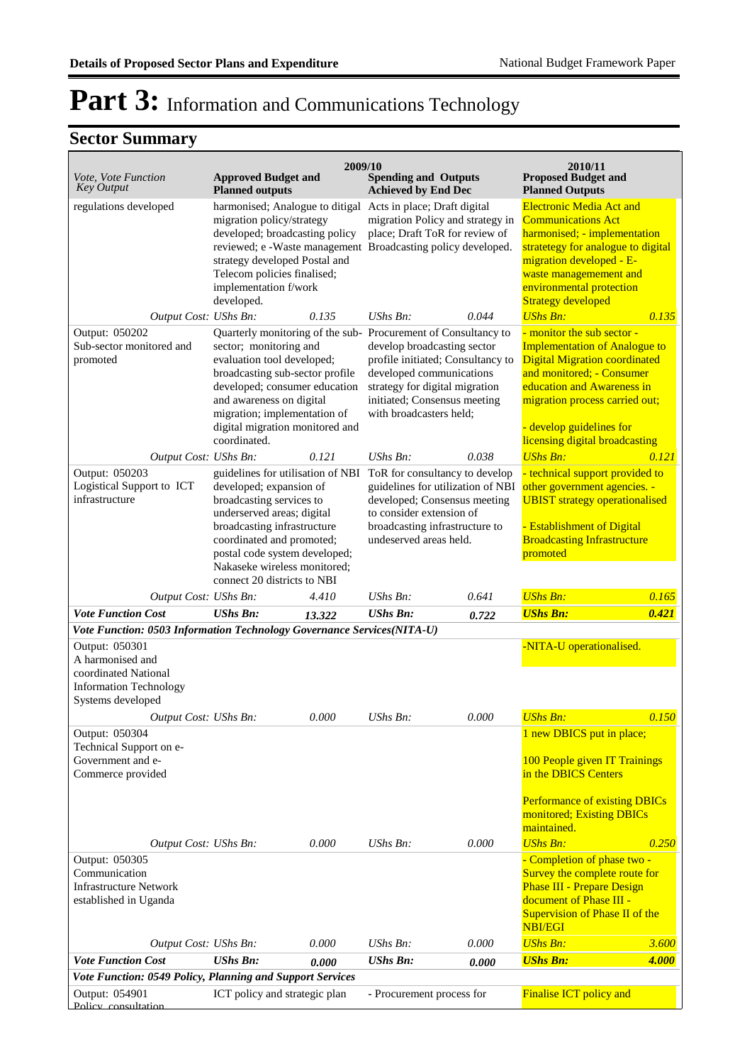# Part 3: Information and Communications Technology

## Sector Summary

| Vote, Vote Function<br>Key Output | 2009/10<br>Approved Budget and Planned outputs | | Spending and Outputs Achieved by End Dec | | 2010/11<br>Proposed Budget and Planned Outputs | |
|---|---|---|---|---|---|---|
| regulations developed | harmonised; Analogue to ditigal migration policy/strategy developed; broadcasting policy reviewed; e -Waste management strategy developed Postal and Telecom policies finalised; implementation f/work developed. | | Acts in place; Draft digital migration Policy and strategy in place; Draft ToR for review of Broadcasting policy developed. | | Electronic Media Act and Communications Act harmonised; - implementation stratetegy for analogue to digital migration developed - E-waste managemement and environmental protection Strategy developed | |
| *Output Cost:* | *UShs Bn:* | *0.135* | *UShs Bn:* | *0.044* | *UShs Bn:* | *0.135* |
| Output: 050202<br>Sub-sector monitored and promoted | Quarterly monitoring of the sub-sector; monitoring and evaluation tool developed; broadcasting sub-sector profile developed; consumer education and awareness on digital migration; implementation of digital migration monitored and coordinated. | | Procurement of Consultancy to develop broadcasting sector profile initiated; Consultancy to developed communications strategy for digital migration initiated; Consensus meeting with broadcasters held; | | - monitor the sub sector - Implementation of Analogue to Digital Migration coordinated and monitored; - Consumer education and Awareness in migration process carried out;<br><br>- develop guidelines for licensing digital broadcasting | |
| *Output Cost:* | *UShs Bn:* | *0.121* | *UShs Bn:* | *0.038* | *UShs Bn:* | *0.121* |
| Output: 050203<br>Logistical Support to ICT infrastructure | guidelines for utilisation of NBI developed; expansion of broadcasting services to underserved areas; digital broadcasting infrastructure coordinated and promoted; postal code system developed; Nakaseke wireless monitored; connect 20 districts to NBI | | ToR for consultancy to develop guidelines for utilization of NBI developed; Consensus meeting to consider extension of broadcasting infrastructure to undeserved areas held. | | - technical support provided to other government agencies. - UBIST strategy operationalised<br><br>- Establishment of Digital Broadcasting Infrastructure promoted | |
| *Output Cost:* | *UShs Bn:* | *4.410* | *UShs Bn:* | *0.641* | *UShs Bn:* | *0.165* |
| ***Vote Function Cost*** | ***UShs Bn:*** | ***13.322*** | ***UShs Bn:*** | ***0.722*** | ***UShs Bn:*** | ***0.421*** |
| ***Vote Function: 0503 Information Technology Governance Services(NITA-U)*** | | | | | | |
| Output: 050301<br>A harmonised and coordinated National Information Technology Systems developed | | | | | -NITA-U operationalised. | |
| *Output Cost:* | *UShs Bn:* | *0.000* | *UShs Bn:* | *0.000* | *UShs Bn:* | *0.150* |
| Output: 050304<br>Technical Support on e-Government and e-Commerce provided | | | | | 1 new DBICS put in place;<br><br>100 People given IT Trainings in the DBICS Centers<br><br>Performance of existing DBICs monitored; Existing DBICs maintained. | |
| *Output Cost:* | *UShs Bn:* | *0.000* | *UShs Bn:* | *0.000* | *UShs Bn:* | *0.250* |
| Output: 050305<br>Communication Infrastructure Network established in Uganda | | | | | - Completion of phase two - Survey the complete route for Phase III - Prepare Design document of Phase III - Supervision of Phase II of the NBI/EGI | |
| *Output Cost:* | *UShs Bn:* | *0.000* | *UShs Bn:* | *0.000* | *UShs Bn:* | *3.600* |
| ***Vote Function Cost*** | ***UShs Bn:*** | ***0.000*** | ***UShs Bn:*** | ***0.000*** | ***UShs Bn:*** | ***4.000*** |
| ***Vote Function: 0549 Policy, Planning and Support Services*** | | | | | | |
| Output: 054901<br>Policy consultation | ICT policy and strategic plan | | - Procurement process for | | Finalise ICT policy and | |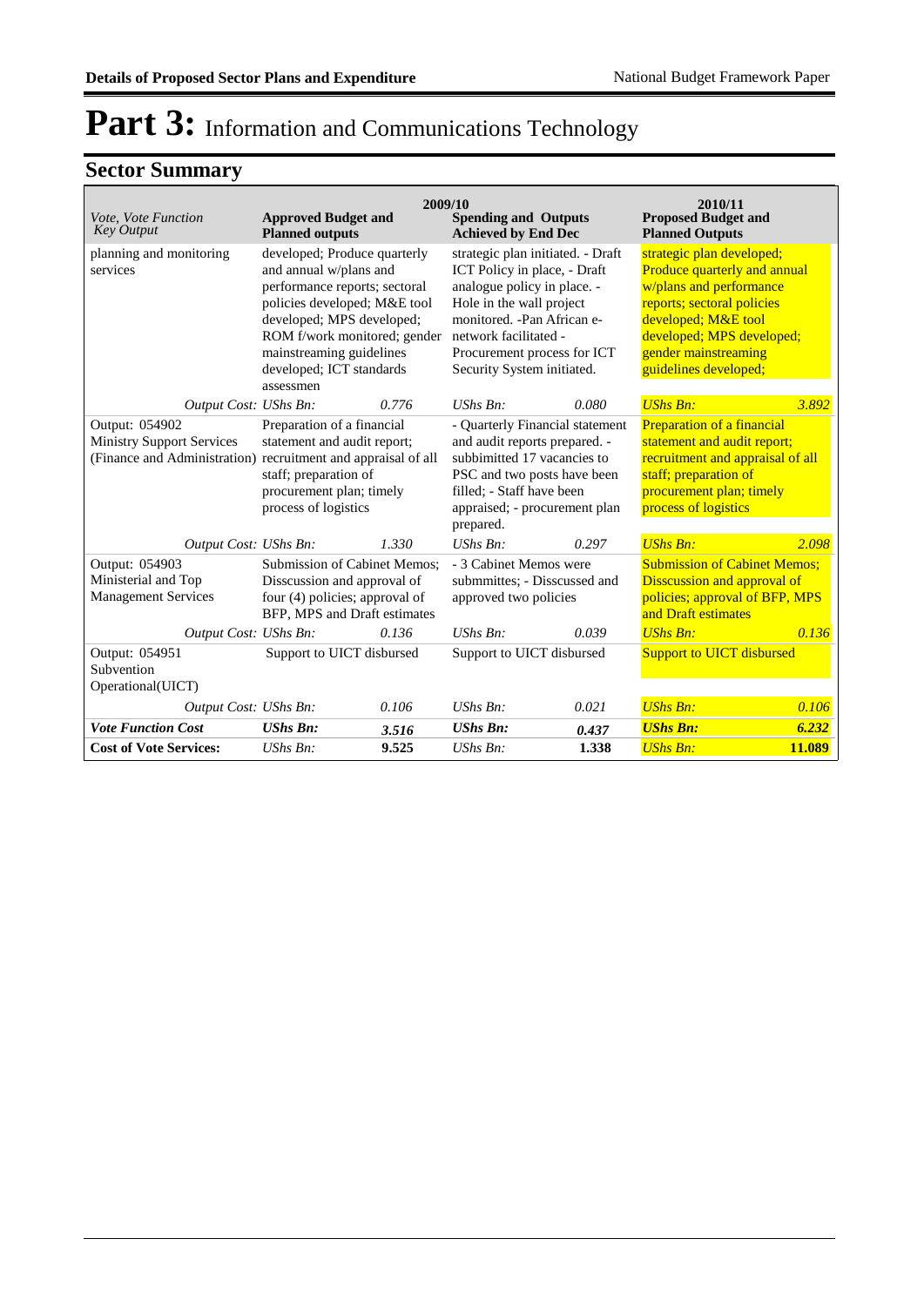# Part 3: Information and Communications Technology

## Sector Summary

| Vote, Vote Function<br>Key Output | 2009/10<br>Approved Budget and Planned outputs | | Spending and Outputs Achieved by End Dec | | 2010/11<br>Proposed Budget and Planned Outputs | |
|---|---|---|---|---|---|---|
| planning and monitoring services | developed; Produce quarterly and annual w/plans and performance reports; sectoral policies developed; M&E tool developed; MPS developed; ROM f/work monitored; gender mainstreaming guidelines developed; ICT standards assessmen | | strategic plan initiated. - Draft ICT Policy in place, - Draft analogue policy in place. - Hole in the wall project monitored. -Pan African e-network facilitated - Procurement process for ICT Security System initiated. | | strategic plan developed; Produce quarterly and annual w/plans and performance reports; sectoral policies developed; M&E tool developed; MPS developed; gender mainstreaming guidelines developed; | |
| *Output Cost:* | *UShs Bn:* | *0.776* | *UShs Bn:* | *0.080* | *UShs Bn:* | *3.892* |
| Output: 054902<br>Ministry Support Services (Finance and Administration) | Preparation of a financial statement and audit report; recruitment and appraisal of all staff; preparation of procurement plan; timely process of logistics | | - Quarterly Financial statement and audit reports prepared. - subbimitted 17 vacancies to PSC and two posts have been filled; - Staff have been appraised; - procurement plan prepared. | | Preparation of a financial statement and audit report; recruitment and appraisal of all staff; preparation of procurement plan; timely process of logistics | |
| *Output Cost:* | *UShs Bn:* | *1.330* | *UShs Bn:* | *0.297* | *UShs Bn:* | *2.098* |
| Output: 054903<br>Ministerial and Top Management Services | Submission of Cabinet Memos; Disscussion and approval of four (4) policies; approval of BFP, MPS and Draft estimates | | - 3 Cabinet Memos were submmittes; - Disscussed and approved two policies | | Submission of Cabinet Memos; Disscussion and approval of policies; approval of BFP, MPS and Draft estimates | |
| *Output Cost:* | *UShs Bn:* | *0.136* | *UShs Bn:* | *0.039* | *UShs Bn:* | *0.136* |
| Output: 054951<br>Subvention Operational(UICT) | Support to UICT disbursed | | Support to UICT disbursed | | Support to UICT disbursed | |
| *Output Cost:* | *UShs Bn:* | *0.106* | *UShs Bn:* | *0.021* | *UShs Bn:* | *0.106* |
| ***Vote Function Cost*** | ***UShs Bn:*** | ***3.516*** | ***UShs Bn:*** | ***0.437*** | ***UShs Bn:*** | ***6.232*** |
| **Cost of Vote Services:** | *UShs Bn:* | **9.525** | *UShs Bn:* | **1.338** | *UShs Bn:* | **11.089** |